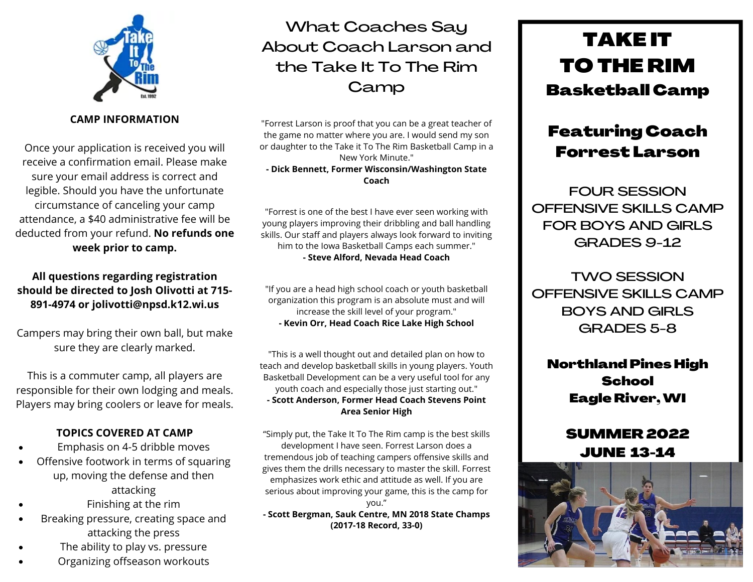## CAMP INFORMATION

Once your application is received you will receive a confirmation email. Please make sure your email address is correct and legible. Should you have the unfortunate circumstance of canceling your camp attendance, a $40 administrative fee will be deducted from your refund. **No refunds one week prior to camp.**

**All questions regarding registration should be directed to Josh Olivotti at 715-891-4974 or jolivotti@npsd.k12.wi.us**

Campers may bring their own ball, but make sure they are clearly marked.

This is a commuter camp, all players are responsible for their own lodging and meals. Players may bring coolers or leave for meals.

**TOPICS COVERED AT CAMP**

- Emphasis on 4-5 dribble moves
- Offensive footwork in terms of squaring up, moving the defense and then attacking
- Finishing at the rim
- Breaking pressure, creating space and attacking the press
- The ability to play vs. pressure
- Organizing offseason workouts

# What Coaches Say About Coach Larson and the Take It To The Rim Camp

"Forrest Larson is proof that you can be a great teacher of the game no matter where you are. I would send my son or daughter to the Take it To The Rim Basketball Camp in a New York Minute."
**- Dick Bennett, Former Wisconsin/Washington State Coach**

"Forrest is one of the best I have ever seen working with young players improving their dribbling and ball handling skills. Our staff and players always look forward to inviting him to the Iowa Basketball Camps each summer."
**- Steve Alford, Nevada Head Coach**

"If you are a head high school coach or youth basketball organization this program is an absolute must and will increase the skill level of your program."
**- Kevin Orr, Head Coach Rice Lake High School**

"This is a well thought out and detailed plan on how to teach and develop basketball skills in young players. Youth Basketball Development can be a very useful tool for any youth coach and especially those just starting out."
**- Scott Anderson, Former Head Coach Stevens Point Area Senior High**

"Simply put, the Take It To The Rim camp is the best skills development I have seen. Forrest Larson does a tremendous job of teaching campers offensive skills and gives them the drills necessary to master the skill. Forrest emphasizes work ethic and attitude as well. If you are serious about improving your game, this is the camp for you."
**- Scott Bergman, Sauk Centre, MN 2018 State Champs (2017-18 Record, 33-0)**

# TAKE IT TO THE RIM
## Basketball Camp

## Featuring Coach Forrest Larson

FOUR SESSION OFFENSIVE SKILLS CAMP FOR BOYS AND GIRLS GRADES 9-12

TWO SESSION OFFENSIVE SKILLS CAMP BOYS AND GIRLS GRADES 5-8

**Northland Pines High School**
**Eagle River, WI**

**SUMMER 2022**
**JUNE 13-14**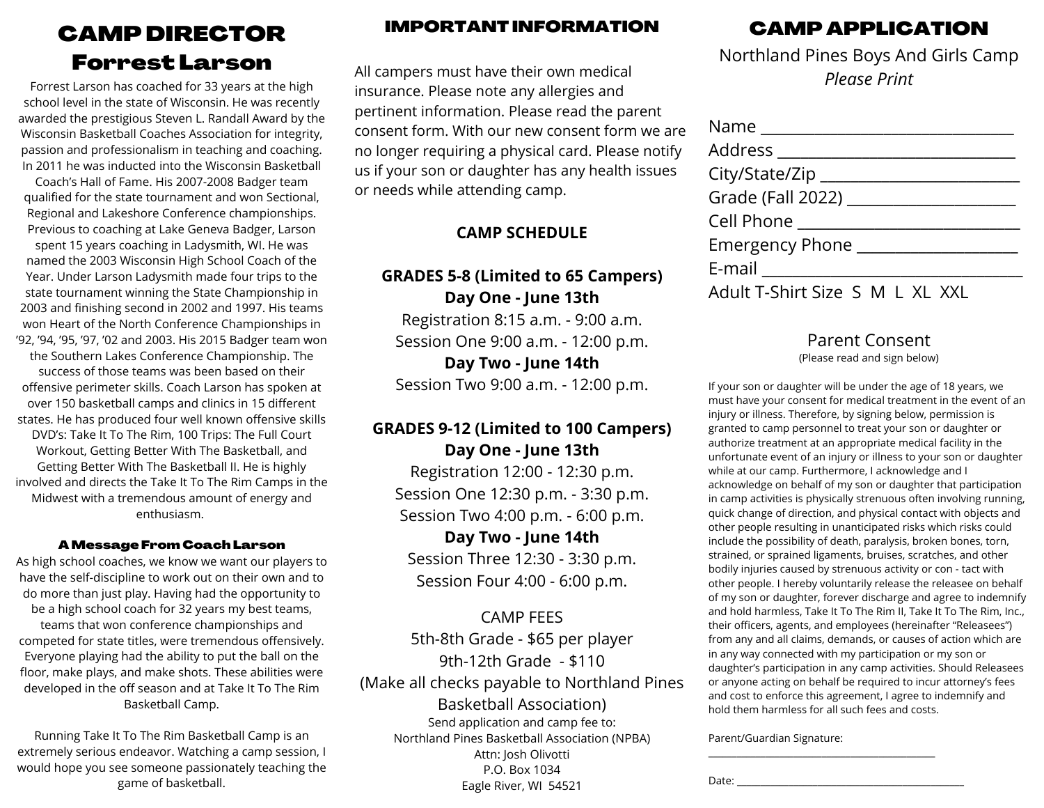# CAMP DIRECTOR Forrest Larson

Forrest Larson has coached for 33 years at the high school level in the state of Wisconsin. He was recently awarded the prestigious Steven L. Randall Award by the Wisconsin Basketball Coaches Association for integrity, passion and professionalism in teaching and coaching. In 2011 he was inducted into the Wisconsin Basketball Coach's Hall of Fame. His 2007-2008 Badger team qualified for the state tournament and won Sectional, Regional and Lakeshore Conference championships. Previous to coaching at Lake Geneva Badger, Larson spent 15 years coaching in Ladysmith, WI. He was named the 2003 Wisconsin High School Coach of the Year. Under Larson Ladysmith made four trips to the state tournament winning the State Championship in 2003 and finishing second in 2002 and 1997. His teams won Heart of the North Conference Championships in '92, '94, '95, '97, '02 and 2003. His 2015 Badger team won the Southern Lakes Conference Championship. The success of those teams was been based on their offensive perimeter skills. Coach Larson has spoken at over 150 basketball camps and clinics in 15 different states. He has produced four well known offensive skills DVD's: Take It To The Rim, 100 Trips: The Full Court Workout, Getting Better With The Basketball, and Getting Better With The Basketball II. He is highly involved and directs the Take It To The Rim Camps in the Midwest with a tremendous amount of energy and enthusiasm.

### A Message From Coach Larson

As high school coaches, we know we want our players to have the self-discipline to work out on their own and to do more than just play. Having had the opportunity to be a high school coach for 32 years my best teams, teams that won conference championships and competed for state titles, were tremendous offensively. Everyone playing had the ability to put the ball on the floor, make plays, and make shots. These abilities were developed in the off season and at Take It To The Rim Basketball Camp.

Running Take It To The Rim Basketball Camp is an extremely serious endeavor. Watching a camp session, I would hope you see someone passionately teaching the game of basketball.

## IMPORTANT INFORMATION

All campers must have their own medical insurance. Please note any allergies and pertinent information. Please read the parent consent form. With our new consent form we are no longer requiring a physical card. Please notify us if your son or daughter has any health issues or needs while attending camp.

### CAMP SCHEDULE

**GRADES 5-8 (Limited to 65 Campers)**

**Day One - June 13th**

Registration 8:15 a.m. - 9:00 a.m.

Session One 9:00 a.m. - 12:00 p.m.

**Day Two - June 14th**

Session Two 9:00 a.m. - 12:00 p.m.

**GRADES 9-12 (Limited to 100 Campers)**

**Day One - June 13th**

Registration 12:00 - 12:30 p.m.

Session One 12:30 p.m. - 3:30 p.m.

Session Two 4:00 p.m. - 6:00 p.m.

**Day Two - June 14th**

Session Three 12:30 - 3:30 p.m.

Session Four 4:00 - 6:00 p.m.

CAMP FEES

5th-8th Grade - $65 per player

9th-12th Grade - $110

(Make all checks payable to Northland Pines Basketball Association)

Send application and camp fee to:
Northland Pines Basketball Association (NPBA)
Attn: Josh Olivotti
P.O. Box 1034
Eagle River, WI 54521

## CAMP APPLICATION

Northland Pines Boys And Girls Camp

*Please Print*

Name ______________________________

Address ____________________________

City/State/Zip _______________________

Grade (Fall 2022) ____________________

Cell Phone __________________________

Emergency Phone ____________________

E-mail _______________________________

Adult T-Shirt Size S M L XL XXL

Parent Consent

(Please read and sign below)

If your son or daughter will be under the age of 18 years, we must have your consent for medical treatment in the event of an injury or illness. Therefore, by signing below, permission is granted to camp personnel to treat your son or daughter or authorize treatment at an appropriate medical facility in the unfortunate event of an injury or illness to your son or daughter while at our camp. Furthermore, I acknowledge and I acknowledge on behalf of my son or daughter that participation in camp activities is physically strenuous often involving running, quick change of direction, and physical contact with objects and other people resulting in unanticipated risks which risks could include the possibility of death, paralysis, broken bones, torn, strained, or sprained ligaments, bruises, scratches, and other bodily injuries caused by strenuous activity or con - tact with other people. I hereby voluntarily release the releasee on behalf of my son or daughter, forever discharge and agree to indemnify and hold harmless, Take It To The Rim II, Take It To The Rim, Inc., their officers, agents, and employees (hereinafter "Releasees") from any and all claims, demands, or causes of action which are in any way connected with my participation or my son or daughter's participation in any camp activities. Should Releasees or anyone acting on behalf be required to incur attorney's fees and cost to enforce this agreement, I agree to indemnify and hold them harmless for all such fees and costs.

Parent/Guardian Signature: ______________________________

Date: ______________________________